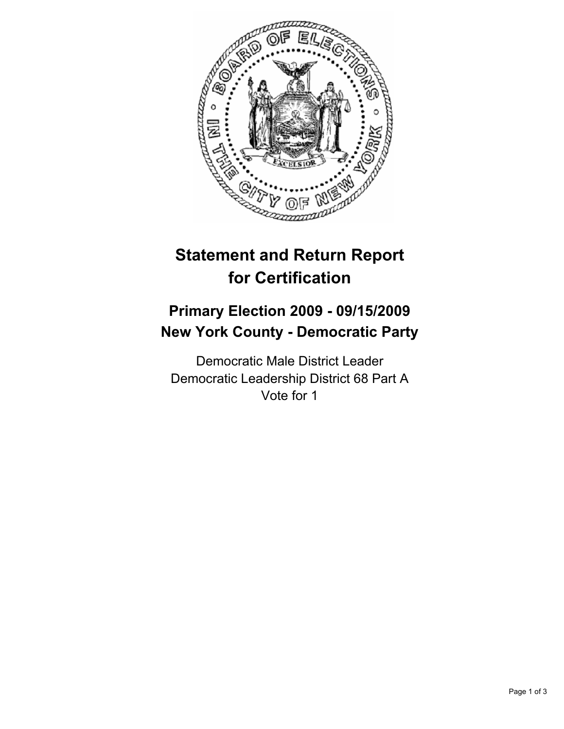# Statement and Return Report for Certification

## Primary Election 2009 - 09/15/2009
## New York County - Democratic Party

Democratic Male District Leader
Democratic Leadership District 68 Part A
Vote for 1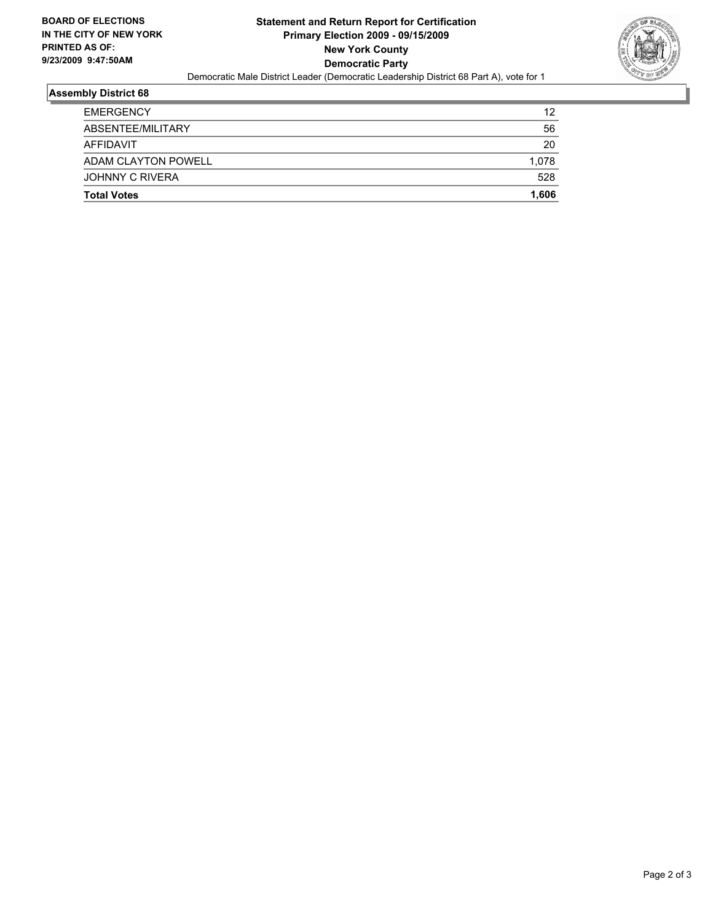**BOARD OF ELECTIONS IN THE CITY OF NEW YORK**
**PRINTED AS OF: 9/23/2009 9:47:50AM**

# Statement and Return Report for Certification
## Primary Election 2009 - 09/15/2009
## New York County
## Democratic Party

Democratic Male District Leader (Democratic Leadership District 68 Part A), vote for 1

### Assembly District 68

| | |
|---|---|
| EMERGENCY | 12 |
| ABSENTEE/MILITARY | 56 |
| AFFIDAVIT | 20 |
| ADAM CLAYTON POWELL | 1,078 |
| JOHNNY C RIVERA | 528 |
| **Total Votes** | **1,606** |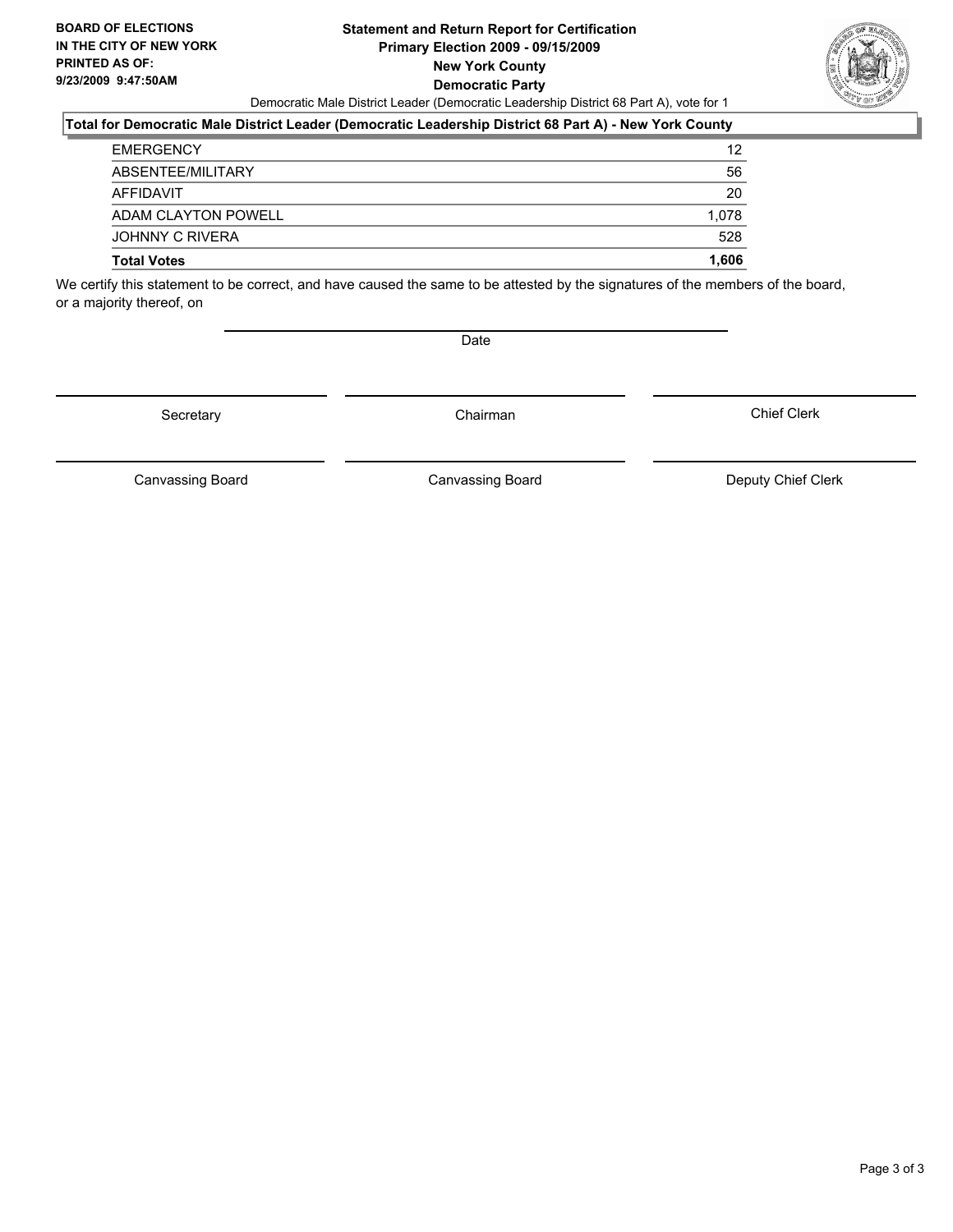**BOARD OF ELECTIONS IN THE CITY OF NEW YORK**
**PRINTED AS OF:**
**9/23/2009 9:47:50AM**

# Statement and Return Report for Certification
## Primary Election 2009 - 09/15/2009
## New York County
## Democratic Party

Democratic Male District Leader (Democratic Leadership District 68 Part A), vote for 1

**Total for Democratic Male District Leader (Democratic Leadership District 68 Part A) - New York County**

| | |
|---|---|
| EMERGENCY | 12 |
| ABSENTEE/MILITARY | 56 |
| AFFIDAVIT | 20 |
| ADAM CLAYTON POWELL | 1,078 |
| JOHNNY C RIVERA | 528 |
| **Total Votes** | **1,606** |

We certify this statement to be correct, and have caused the same to be attested by the signatures of the members of the board, or a majority thereof, on

Date

Secretary | Chairman | Chief Clerk

Canvassing Board | Canvassing Board | Deputy Chief Clerk